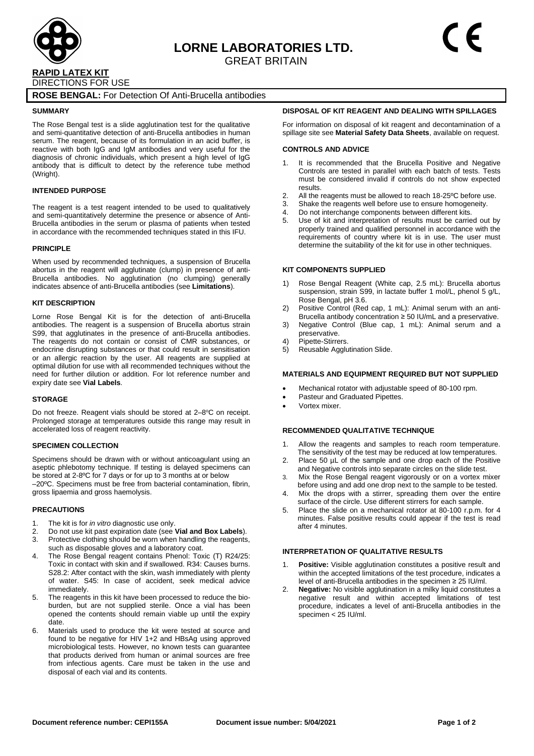# LORNE LABORATORIES LTD.

GREAT BRITAIN

**RAPID LATEX KIT**

DIRECTIONS FOR USE

## ROSE BENGAL: For Detection Of Anti-Brucella antibodies

### SUMMARY

The Rose Bengal test is a slide agglutination test for the qualitative and semi-quantitative detection of anti-Brucella antibodies in human serum. The reagent, because of its formulation in an acid buffer, is reactive with both IgG and IgM antibodies and very useful for the diagnosis of chronic individuals, which present a high level of IgG antibody that is difficult to detect by the reference tube method (Wright).

### INTENDED PURPOSE

The reagent is a test reagent intended to be used to qualitatively and semi-quantitatively determine the presence or absence of Anti-Brucella antibodies in the serum or plasma of patients when tested in accordance with the recommended techniques stated in this IFU.

### PRINCIPLE

When used by recommended techniques, a suspension of Brucella abortus in the reagent will agglutinate (clump) in presence of anti-Brucella antibodies. No agglutination (no clumping) generally indicates absence of anti-Brucella antibodies (see **Limitations**).

### KIT DESCRIPTION

Lorne Rose Bengal Kit is for the detection of anti-Brucella antibodies. The reagent is a suspension of Brucella abortus strain S99, that agglutinates in the presence of anti-Brucella antibodies. The reagents do not contain or consist of CMR substances, or endocrine disrupting substances or that could result in sensitisation or an allergic reaction by the user. All reagents are supplied at optimal dilution for use with all recommended techniques without the need for further dilution or addition. For lot reference number and expiry date see **Vial Labels**.

### STORAGE

Do not freeze. Reagent vials should be stored at 2–8°C on receipt. Prolonged storage at temperatures outside this range may result in accelerated loss of reagent reactivity.

### SPECIMEN COLLECTION

Specimens should be drawn with or without anticoagulant using an aseptic phlebotomy technique. If testing is delayed specimens can be stored at 2-8ºC for 7 days or for up to 3 months at or below –20ºC. Specimens must be free from bacterial contamination, fibrin, gross lipaemia and gross haemolysis.

### PRECAUTIONS

1. The kit is for *in vitro* diagnostic use only.
2. Do not use kit past expiration date (see **Vial and Box Labels**).
3. Protective clothing should be worn when handling the reagents, such as disposable gloves and a laboratory coat.
4. The Rose Bengal reagent contains Phenol: Toxic (T) R24/25: Toxic in contact with skin and if swallowed. R34: Causes burns. S28.2: After contact with the skin, wash immediately with plenty of water. S45: In case of accident, seek medical advice immediately.
5. The reagents in this kit have been processed to reduce the bio-burden, but are not supplied sterile. Once a vial has been opened the contents should remain viable up until the expiry date.
6. Materials used to produce the kit were tested at source and found to be negative for HIV 1+2 and HBsAg using approved microbiological tests. However, no known tests can guarantee that products derived from human or animal sources are free from infectious agents. Care must be taken in the use and disposal of each vial and its contents.

### DISPOSAL OF KIT REAGENT AND DEALING WITH SPILLAGES

For information on disposal of kit reagent and decontamination of a spillage site see **Material Safety Data Sheets**, available on request.

### CONTROLS AND ADVICE

1. It is recommended that the Brucella Positive and Negative Controls are tested in parallel with each batch of tests. Tests must be considered invalid if controls do not show expected results.
2. All the reagents must be allowed to reach 18-25ºC before use.
3. Shake the reagents well before use to ensure homogeneity.
4. Do not interchange components between different kits.
5. Use of kit and interpretation of results must be carried out by properly trained and qualified personnel in accordance with the requirements of country where kit is in use. The user must determine the suitability of the kit for use in other techniques.

### KIT COMPONENTS SUPPLIED

1) Rose Bengal Reagent (White cap, 2.5 mL): Brucella abortus suspension, strain S99, in lactate buffer 1 mol/L, phenol 5 g/L, Rose Bengal, pH 3.6.
2) Positive Control (Red cap, 1 mL): Animal serum with an anti-Brucella antibody concentration ≥ 50 IU/mL and a preservative.
3) Negative Control (Blue cap, 1 mL): Animal serum and a preservative.
4) Pipette-Stirrers.
5) Reusable Agglutination Slide.

### MATERIALS AND EQUIPMENT REQUIRED BUT NOT SUPPLIED

- Mechanical rotator with adjustable speed of 80-100 rpm.
- Pasteur and Graduated Pipettes.
- Vortex mixer.

### RECOMMENDED QUALITATIVE TECHNIQUE

1. Allow the reagents and samples to reach room temperature. The sensitivity of the test may be reduced at low temperatures.
2. Place 50 µL of the sample and one drop each of the Positive and Negative controls into separate circles on the slide test.
3. Mix the Rose Bengal reagent vigorously or on a vortex mixer before using and add one drop next to the sample to be tested.
4. Mix the drops with a stirrer, spreading them over the entire surface of the circle. Use different stirrers for each sample.
5. Place the slide on a mechanical rotator at 80-100 r.p.m. for 4 minutes. False positive results could appear if the test is read after 4 minutes.

### INTERPRETATION OF QUALITATIVE RESULTS

1. **Positive:** Visible agglutination constitutes a positive result and within the accepted limitations of the test procedure, indicates a level of anti-Brucella antibodies in the specimen ≥ 25 IU/ml.
2. **Negative:** No visible agglutination in a milky liquid constitutes a negative result and within accepted limitations of test procedure, indicates a level of anti-Brucella antibodies in the specimen < 25 IU/ml.

**Document reference number: CEPI155A** **Document issue number: 5/04/2021**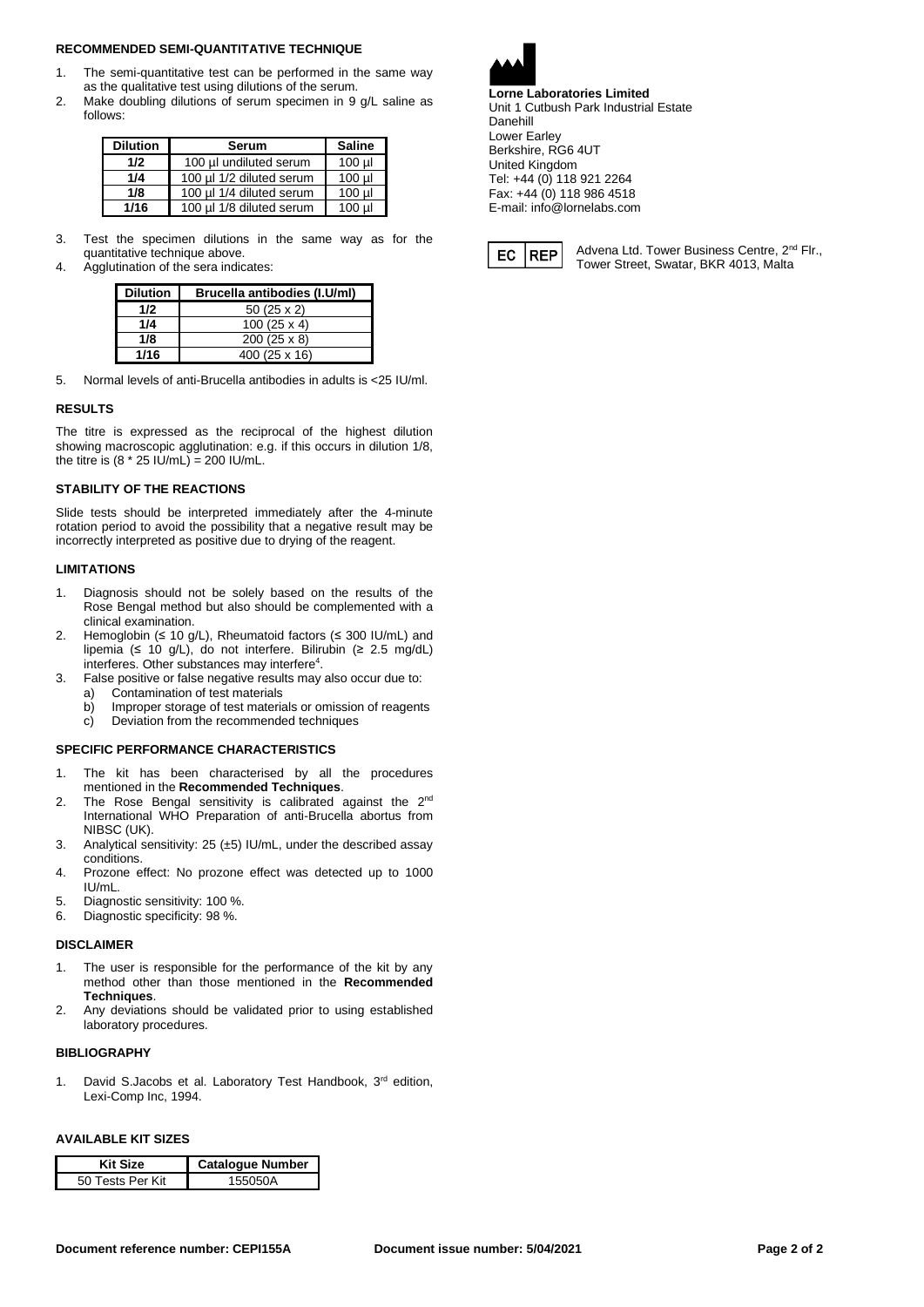## RECOMMENDED SEMI-QUANTITATIVE TECHNIQUE

1. The semi-quantitative test can be performed in the same way as the qualitative test using dilutions of the serum.
2. Make doubling dilutions of serum specimen in 9 g/L saline as follows:

| Dilution | Serum | Saline |
|---|---|---|
| 1/2 | 100 µl undiluted serum | 100 µl |
| 1/4 | 100 µl 1/2 diluted serum | 100 µl |
| 1/8 | 100 µl 1/4 diluted serum | 100 µl |
| 1/16 | 100 µl 1/8 diluted serum | 100 µl |

3. Test the specimen dilutions in the same way as for the quantitative technique above.
4. Agglutination of the sera indicates:

| Dilution | Brucella antibodies (I.U/ml) |
|---|---|
| 1/2 | 50 (25 x 2) |
| 1/4 | 100 (25 x 4) |
| 1/8 | 200 (25 x 8) |
| 1/16 | 400 (25 x 16) |

5. Normal levels of anti-Brucella antibodies in adults is <25 IU/ml.

## RESULTS

The titre is expressed as the reciprocal of the highest dilution showing macroscopic agglutination: e.g. if this occurs in dilution 1/8, the titre is (8 * 25 IU/mL) = 200 IU/mL.

## STABILITY OF THE REACTIONS

Slide tests should be interpreted immediately after the 4-minute rotation period to avoid the possibility that a negative result may be incorrectly interpreted as positive due to drying of the reagent.

## LIMITATIONS

1. Diagnosis should not be solely based on the results of the Rose Bengal method but also should be complemented with a clinical examination.
2. Hemoglobin (≤ 10 g/L), Rheumatoid factors (≤ 300 IU/mL) and lipemia (≤ 10 g/L), do not interfere. Bilirubin (≥ 2.5 mg/dL) interferes. Other substances may interfere[4].
3. False positive or false negative results may also occur due to:
   a) Contamination of test materials
   b) Improper storage of test materials or omission of reagents
   c) Deviation from the recommended techniques

## SPECIFIC PERFORMANCE CHARACTERISTICS

1. The kit has been characterised by all the procedures mentioned in the **Recommended Techniques**.
2. The Rose Bengal sensitivity is calibrated against the 2nd International WHO Preparation of anti-Brucella abortus from NIBSC (UK).
3. Analytical sensitivity: 25 (±5) IU/mL, under the described assay conditions.
4. Prozone effect: No prozone effect was detected up to 1000 IU/mL.
5. Diagnostic sensitivity: 100 %.
6. Diagnostic specificity: 98 %.

## DISCLAIMER

1. The user is responsible for the performance of the kit by any method other than those mentioned in the **Recommended Techniques**.
2. Any deviations should be validated prior to using established laboratory procedures.

## BIBLIOGRAPHY

1. David S.Jacobs et al. Laboratory Test Handbook, 3rd edition, Lexi-Comp Inc, 1994.

## AVAILABLE KIT SIZES

| Kit Size | Catalogue Number |
|---|---|
| 50 Tests Per Kit | 155050A |

**Lorne Laboratories Limited**
Unit 1 Cutbush Park Industrial Estate
Danehill
Lower Earley
Berkshire, RG6 4UT
United Kingdom
Tel: +44 (0) 118 921 2264
Fax: +44 (0) 118 986 4518
E-mail: info@lornelabs.com

EC REP Advena Ltd. Tower Business Centre, 2nd Flr., Tower Street, Swatar, BKR 4013, Malta

**Document reference number: CEPI155A** **Document issue number: 5/04/2021**